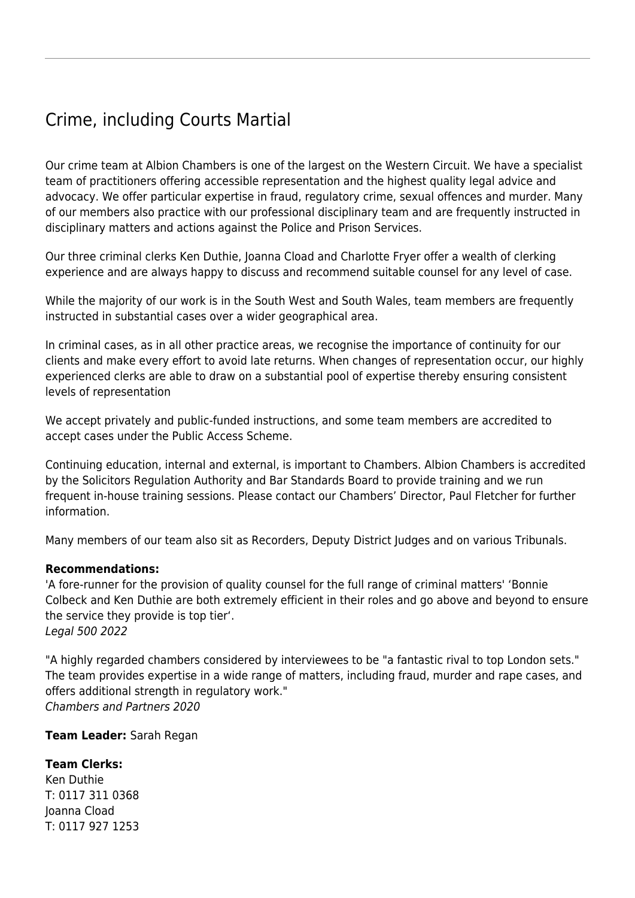# Crime, including Courts Martial

Our crime team at Albion Chambers is one of the largest on the Western Circuit. We have a specialist team of practitioners offering accessible representation and the highest quality legal advice and advocacy. We offer particular expertise in fraud, regulatory crime, sexual offences and murder. Many of our members also practice with our professional disciplinary team and are frequently instructed in disciplinary matters and actions against the Police and Prison Services.

Our three criminal clerks Ken Duthie, Joanna Cload and Charlotte Fryer offer a wealth of clerking experience and are always happy to discuss and recommend suitable counsel for any level of case.

While the majority of our work is in the South West and South Wales, team members are frequently instructed in substantial cases over a wider geographical area.

In criminal cases, as in all other practice areas, we recognise the importance of continuity for our clients and make every effort to avoid late returns. When changes of representation occur, our highly experienced clerks are able to draw on a substantial pool of expertise thereby ensuring consistent levels of representation

We accept privately and public-funded instructions, and some team members are accredited to accept cases under the Public Access Scheme.

Continuing education, internal and external, is important to Chambers. Albion Chambers is accredited by the Solicitors Regulation Authority and Bar Standards Board to provide training and we run frequent in-house training sessions. Please contact our Chambers' Director, Paul Fletcher for further information.

Many members of our team also sit as Recorders, Deputy District Judges and on various Tribunals.

**Recommendations:**
'A fore-runner for the provision of quality counsel for the full range of criminal matters' 'Bonnie Colbeck and Ken Duthie are both extremely efficient in their roles and go above and beyond to ensure the service they provide is top tier'.
*Legal 500 2022*

"A highly regarded chambers considered by interviewees to be "a fantastic rival to top London sets." The team provides expertise in a wide range of matters, including fraud, murder and rape cases, and offers additional strength in regulatory work."
*Chambers and Partners 2020*

**Team Leader:** Sarah Regan

**Team Clerks:**
Ken Duthie
T: 0117 311 0368
Joanna Cload
T: 0117 927 1253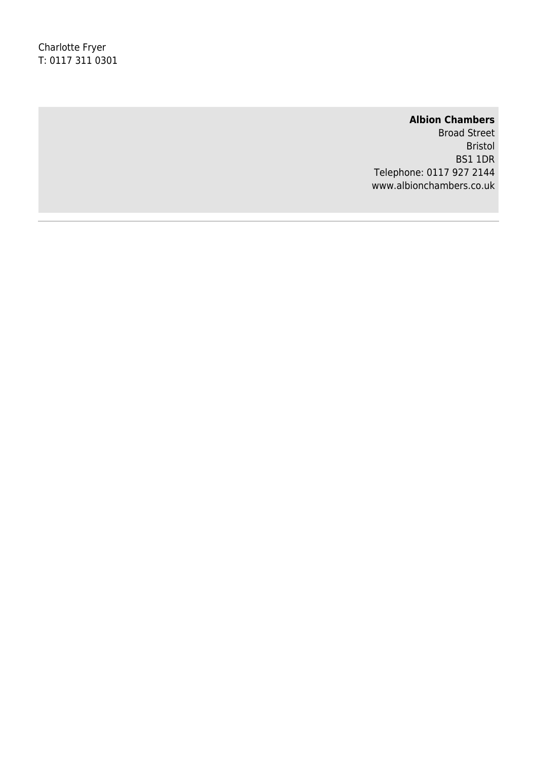Charlotte Fryer
T: 0117 311 0301

**Albion Chambers**
Broad Street
Bristol
BS1 1DR
Telephone: 0117 927 2144
www.albionchambers.co.uk